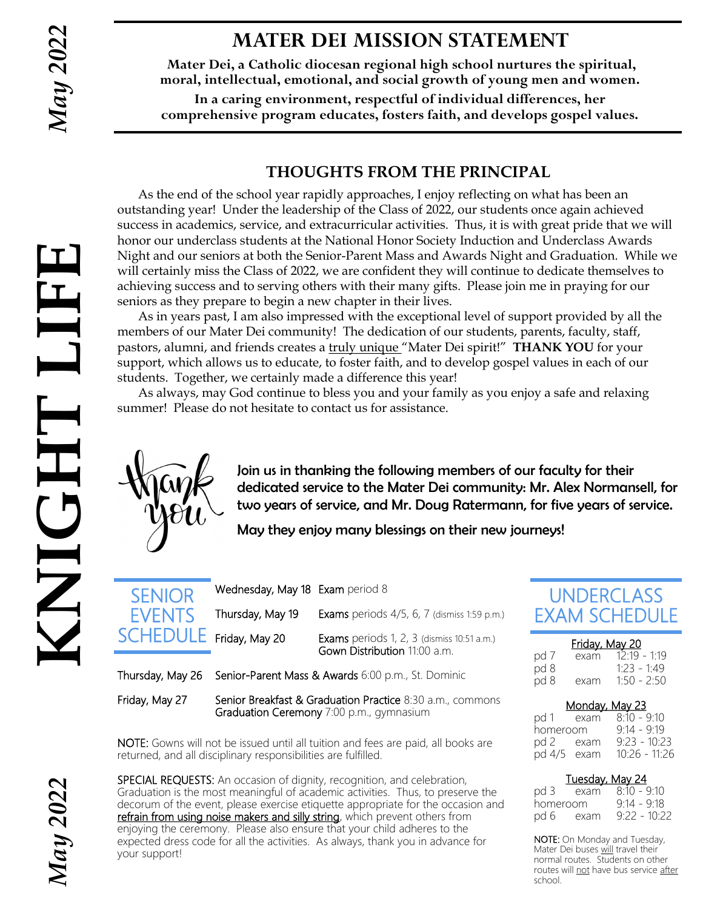# MATER DEI MISSION STATEMENT

**Mater Dei, a Catholic diocesan regional high school nurtures the spiritual, moral, intellectual, emotional, and social growth of young men and women.**

**In a caring environment, respectful of individual differences, her comprehensive program educates, fosters faith, and develops gospel values.**

## THOUGHTS FROM THE PRINCIPAL

As the end of the school year rapidly approaches, I enjoy reflecting on what has been an outstanding year! Under the leadership of the Class of 2022, our students once again achieved success in academics, service, and extracurricular activities. Thus, it is with great pride that we will honor our underclass students at the National Honor Society Induction and Underclass Awards Night and our seniors at both the Senior-Parent Mass and Awards Night and Graduation. While we will certainly miss the Class of 2022, we are confident they will continue to dedicate themselves to achieving success and to serving others with their many gifts. Please join me in praying for our seniors as they prepare to begin a new chapter in their lives.

As in years past, I am also impressed with the exceptional level of support provided by all the members of our Mater Dei community! The dedication of our students, parents, faculty, staff, pastors, alumni, and friends creates a truly unique "Mater Dei spirit!" **THANK YOU** for your support, which allows us to educate, to foster faith, and to develop gospel values in each of our students. Together, we certainly made a difference this year!

As always, may God continue to bless you and your family as you enjoy a safe and relaxing summer! Please do not hesitate to contact us for assistance.

thank you

Join us in thanking the following members of our faculty for their dedicated service to the Mater Dei community: Mr. Alex Normansell, for two years of service, and Mr. Doug Ratermann, for five years of service.

May they enjoy many blessings on their new journeys!

## SENIOR EVENTS SCHEDULE

| | |
|---|---|
| Wednesday, May 18 | **Exam** period 8 |
| Thursday, May 19 | **Exams** periods 4/5, 6, 7 (dismiss 1:59 p.m.) |
| Friday, May 20 | **Exams** periods 1, 2, 3 (dismiss 10:51 a.m.)<br>**Gown Distribution** 11:00 a.m. |
| Thursday, May 26 | **Senior-Parent Mass & Awards** 6:00 p.m., St. Dominic |
| Friday, May 27 | **Senior Breakfast & Graduation Practice** 8:30 a.m., commons<br>**Graduation Ceremony** 7:00 p.m., gymnasium |

**NOTE:** Gowns will not be issued until all tuition and fees are paid, all books are returned, and all disciplinary responsibilities are fulfilled.

**SPECIAL REQUESTS:** An occasion of dignity, recognition, and celebration, Graduation is the most meaningful of academic activities. Thus, to preserve the decorum of the event, please exercise etiquette appropriate for the occasion and refrain from using noise makers and silly string, which prevent others from enjoying the ceremony. Please also ensure that your child adheres to the expected dress code for all the activities. As always, thank you in advance for your support!

## UNDERCLASS EXAM SCHEDULE

**Friday, May 20**

| | | |
|---|---|---|
| pd 7 | exam | 12:19 - 1:19 |
| pd 8 | | 1:23 - 1:49 |
| pd 8 | exam | 1:50 - 2:50 |

**Monday, May 23**

| | | |
|---|---|---|
| pd 1 | exam | 8:10 - 9:10 |
| homeroom | | 9:14 - 9:19 |
| pd 2 | exam | 9:23 - 10:23 |
| pd 4/5 | exam | 10:26 - 11:26 |

**Tuesday, May 24**

| | | |
|---|---|---|
| pd 3 | exam | 8:10 - 9:10 |
| homeroom | | 9:14 - 9:18 |
| pd 6 | exam | 9:22 - 10:22 |

**NOTE:** On Monday and Tuesday, Mater Dei buses will travel their normal routes. Students on other routes will not have bus service after school.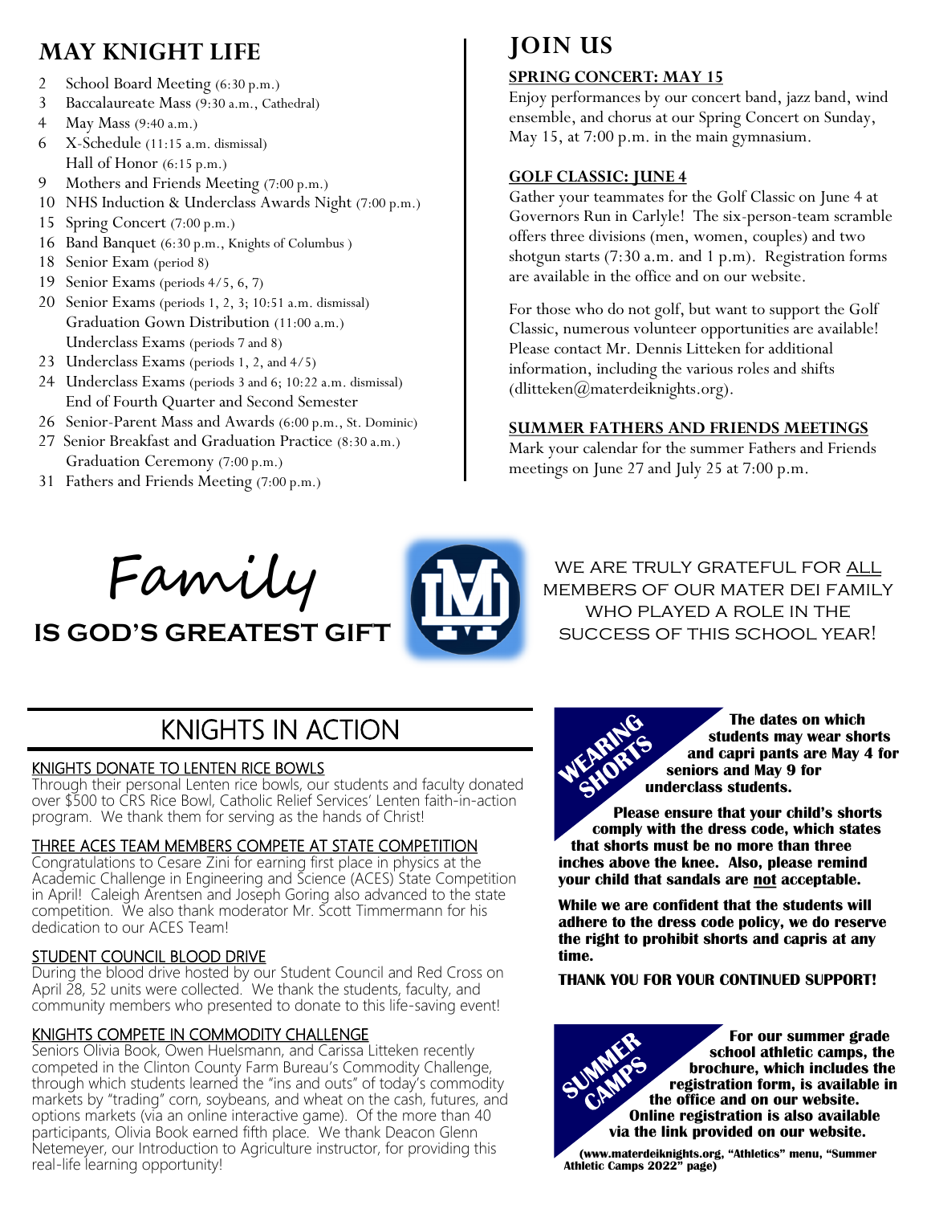## MAY KNIGHT LIFE

- 2 School Board Meeting (6:30 p.m.)
- 3 Baccalaureate Mass (9:30 a.m., Cathedral)
- 4 May Mass (9:40 a.m.)
- 6 X-Schedule (11:15 a.m. dismissal)
  Hall of Honor (6:15 p.m.)
- 9 Mothers and Friends Meeting (7:00 p.m.)
- 10 NHS Induction & Underclass Awards Night (7:00 p.m.)
- 15 Spring Concert (7:00 p.m.)
- 16 Band Banquet (6:30 p.m., Knights of Columbus )
- 18 Senior Exam (period 8)
- 19 Senior Exams (periods 4/5, 6, 7)
- 20 Senior Exams (periods 1, 2, 3; 10:51 a.m. dismissal)
  Graduation Gown Distribution (11:00 a.m.)
  Underclass Exams (periods 7 and 8)
- 23 Underclass Exams (periods 1, 2, and 4/5)
- 24 Underclass Exams (periods 3 and 6; 10:22 a.m. dismissal)
  End of Fourth Quarter and Second Semester
- 26 Senior-Parent Mass and Awards (6:00 p.m., St. Dominic)
- 27 Senior Breakfast and Graduation Practice (8:30 a.m.)
  Graduation Ceremony (7:00 p.m.)
- 31 Fathers and Friends Meeting (7:00 p.m.)

## JOIN US

### SPRING CONCERT: MAY 15

Enjoy performances by our concert band, jazz band, wind ensemble, and chorus at our Spring Concert on Sunday, May 15, at 7:00 p.m. in the main gymnasium.

### GOLF CLASSIC: JUNE 4

Gather your teammates for the Golf Classic on June 4 at Governors Run in Carlyle! The six-person-team scramble offers three divisions (men, women, couples) and two shotgun starts (7:30 a.m. and 1 p.m). Registration forms are available in the office and on our website.

For those who do not golf, but want to support the Golf Classic, numerous volunteer opportunities are available! Please contact Mr. Dennis Litteken for additional information, including the various roles and shifts (dlitteken@materdeiknights.org).

### SUMMER FATHERS AND FRIENDS MEETINGS

Mark your calendar for the summer Fathers and Friends meetings on June 27 and July 25 at 7:00 p.m.

**Family**
**IS GOD'S GREATEST GIFT**

WE ARE TRULY GRATEFUL FOR ALL MEMBERS OF OUR MATER DEI FAMILY WHO PLAYED A ROLE IN THE SUCCESS OF THIS SCHOOL YEAR!

## KNIGHTS IN ACTION

### KNIGHTS DONATE TO LENTEN RICE BOWLS

Through their personal Lenten rice bowls, our students and faculty donated over $500 to CRS Rice Bowl, Catholic Relief Services' Lenten faith-in-action program. We thank them for serving as the hands of Christ!

### THREE ACES TEAM MEMBERS COMPETE AT STATE COMPETITION

Congratulations to Cesare Zini for earning first place in physics at the Academic Challenge in Engineering and Science (ACES) State Competition in April! Caleigh Arentsen and Joseph Goring also advanced to the state competition. We also thank moderator Mr. Scott Timmermann for his dedication to our ACES Team!

### STUDENT COUNCIL BLOOD DRIVE

During the blood drive hosted by our Student Council and Red Cross on April 28, 52 units were collected. We thank the students, faculty, and community members who presented to donate to this life-saving event!

### KNIGHTS COMPETE IN COMMODITY CHALLENGE

Seniors Olivia Book, Owen Huelsmann, and Carissa Litteken recently competed in the Clinton County Farm Bureau's Commodity Challenge, through which students learned the "ins and outs" of today's commodity markets by "trading" corn, soybeans, and wheat on the cash, futures, and options markets (via an online interactive game). Of the more than 40 participants, Olivia Book earned fifth place. We thank Deacon Glenn Netemeyer, our Introduction to Agriculture instructor, for providing this real-life learning opportunity!

### WEARING SHORTS

**The dates on which students may wear shorts and capri pants are May 4 for seniors and May 9 for underclass students.**

**Please ensure that your child's shorts comply with the dress code, which states that shorts must be no more than three inches above the knee. Also, please remind your child that sandals are not acceptable.**

**While we are confident that the students will adhere to the dress code policy, we do reserve the right to prohibit shorts and capris at any time.**

**THANK YOU FOR YOUR CONTINUED SUPPORT!**

### SUMMER CAMPS

**For our summer grade school athletic camps, the brochure, which includes the registration form, is available in the office and on our website. Online registration is also available via the link provided on our website.**

**(www.materdeiknights.org, "Athletics" menu, "Summer Athletic Camps 2022" page)**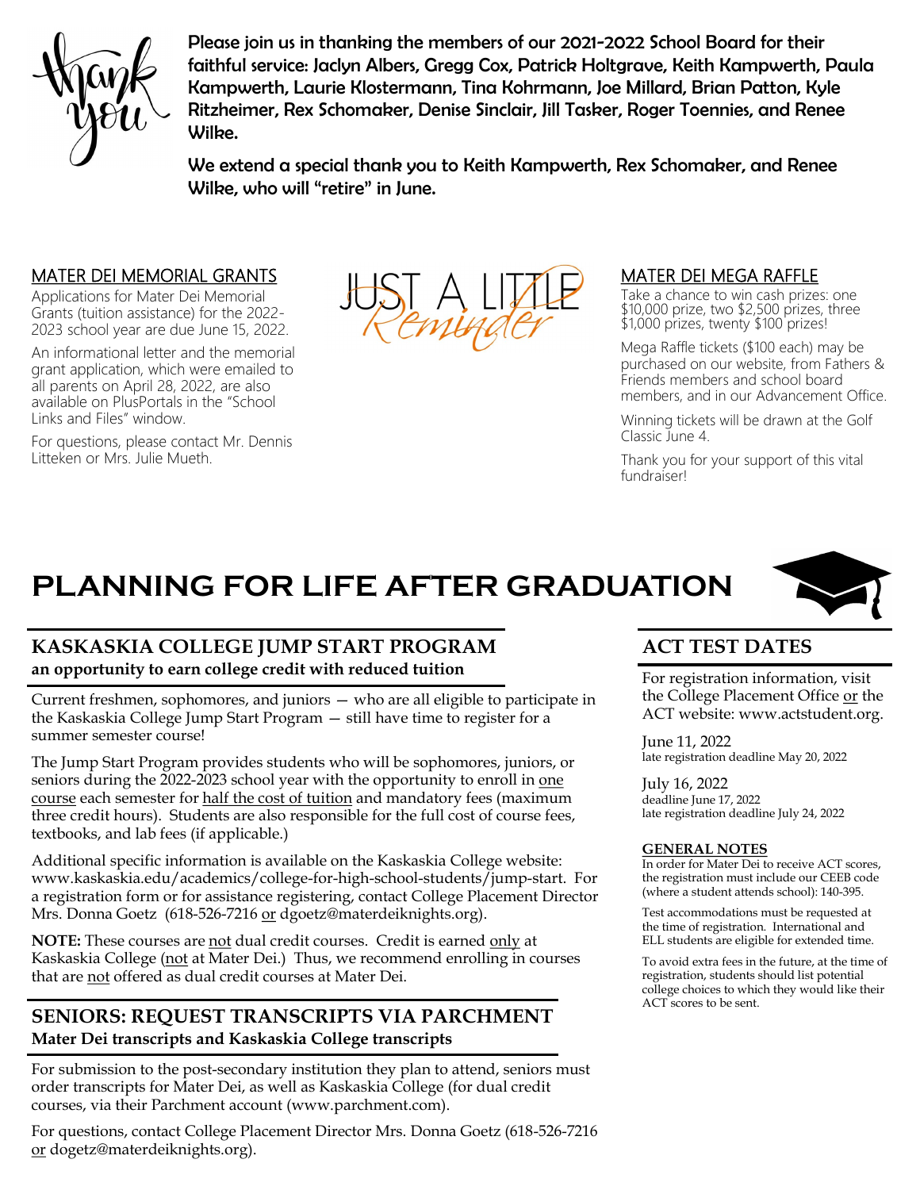Please join us in thanking the members of our 2021-2022 School Board for their faithful service: Jaclyn Albers, Gregg Cox, Patrick Holtgrave, Keith Kampwerth, Paula Kampwerth, Laurie Klostermann, Tina Kohrmann, Joe Millard, Brian Patton, Kyle Ritzheimer, Rex Schomaker, Denise Sinclair, Jill Tasker, Roger Toennies, and Renee Wilke.

We extend a special thank you to Keith Kampwerth, Rex Schomaker, and Renee Wilke, who will "retire" in June.

JUST A LITTLE Reminder

## MATER DEI MEMORIAL GRANTS

Applications for Mater Dei Memorial Grants (tuition assistance) for the 2022-2023 school year are due June 15, 2022.

An informational letter and the memorial grant application, which were emailed to all parents on April 28, 2022, are also available on PlusPortals in the "School Links and Files" window.

For questions, please contact Mr. Dennis Litteken or Mrs. Julie Mueth.

## MATER DEI MEGA RAFFLE

Take a chance to win cash prizes: one $10,000 prize, two $2,500 prizes, three $1,000 prizes, twenty $100 prizes!

Mega Raffle tickets ($100 each) may be purchased on our website, from Fathers & Friends members and school board members, and in our Advancement Office.

Winning tickets will be drawn at the Golf Classic June 4.

Thank you for your support of this vital fundraiser!

# PLANNING FOR LIFE AFTER GRADUATION

## KASKASKIA COLLEGE JUMP START PROGRAM

**an opportunity to earn college credit with reduced tuition**

Current freshmen, sophomores, and juniors — who are all eligible to participate in the Kaskaskia College Jump Start Program — still have time to register for a summer semester course!

The Jump Start Program provides students who will be sophomores, juniors, or seniors during the 2022-2023 school year with the opportunity to enroll in one course each semester for half the cost of tuition and mandatory fees (maximum three credit hours). Students are also responsible for the full cost of course fees, textbooks, and lab fees (if applicable.)

Additional specific information is available on the Kaskaskia College website: www.kaskaskia.edu/academics/college-for-high-school-students/jump-start. For a registration form or for assistance registering, contact College Placement Director Mrs. Donna Goetz (618-526-7216 or dgoetz@materdeiknights.org).

**NOTE:** These courses are not dual credit courses. Credit is earned only at Kaskaskia College (not at Mater Dei.) Thus, we recommend enrolling in courses that are not offered as dual credit courses at Mater Dei.

## SENIORS: REQUEST TRANSCRIPTS VIA PARCHMENT

**Mater Dei transcripts and Kaskaskia College transcripts**

For submission to the post-secondary institution they plan to attend, seniors must order transcripts for Mater Dei, as well as Kaskaskia College (for dual credit courses, via their Parchment account (www.parchment.com).

For questions, contact College Placement Director Mrs. Donna Goetz (618-526-7216 or dogetz@materdeiknights.org).

## ACT TEST DATES

For registration information, visit the College Placement Office or the ACT website: www.actstudent.org.

June 11, 2022
late registration deadline May 20, 2022

July 16, 2022
deadline June 17, 2022
late registration deadline July 24, 2022

**GENERAL NOTES**

In order for Mater Dei to receive ACT scores, the registration must include our CEEB code (where a student attends school): 140-395.

Test accommodations must be requested at the time of registration. International and ELL students are eligible for extended time.

To avoid extra fees in the future, at the time of registration, students should list potential college choices to which they would like their ACT scores to be sent.